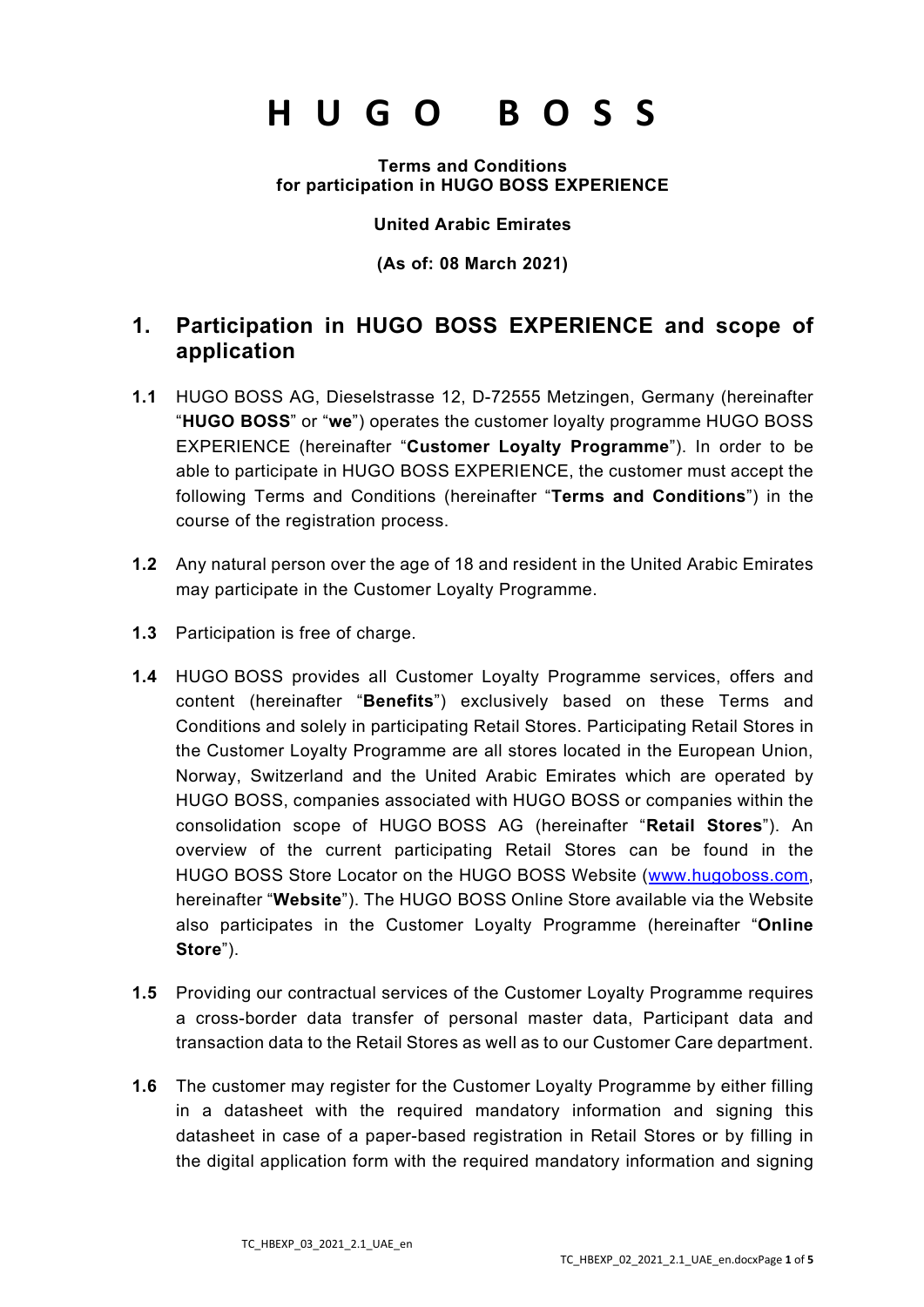# H U G O   B O S S

**Terms and Conditions**
**for participation in HUGO BOSS EXPERIENCE**

**United Arabic Emirates**

**(As of: 08 March 2021)**

## 1. Participation in HUGO BOSS EXPERIENCE and scope of application

**1.1** HUGO BOSS AG, Dieselstrasse 12, D-72555 Metzingen, Germany (hereinafter "**HUGO BOSS**" or "**we**") operates the customer loyalty programme HUGO BOSS EXPERIENCE (hereinafter "**Customer Loyalty Programme**"). In order to be able to participate in HUGO BOSS EXPERIENCE, the customer must accept the following Terms and Conditions (hereinafter "**Terms and Conditions**") in the course of the registration process.

**1.2** Any natural person over the age of 18 and resident in the United Arabic Emirates may participate in the Customer Loyalty Programme.

**1.3** Participation is free of charge.

**1.4** HUGO BOSS provides all Customer Loyalty Programme services, offers and content (hereinafter "**Benefits**") exclusively based on these Terms and Conditions and solely in participating Retail Stores. Participating Retail Stores in the Customer Loyalty Programme are all stores located in the European Union, Norway, Switzerland and the United Arabic Emirates which are operated by HUGO BOSS, companies associated with HUGO BOSS or companies within the consolidation scope of HUGO BOSS AG (hereinafter "**Retail Stores**"). An overview of the current participating Retail Stores can be found in the HUGO BOSS Store Locator on the HUGO BOSS Website (www.hugoboss.com, hereinafter "**Website**"). The HUGO BOSS Online Store available via the Website also participates in the Customer Loyalty Programme (hereinafter "**Online Store**").

**1.5** Providing our contractual services of the Customer Loyalty Programme requires a cross-border data transfer of personal master data, Participant data and transaction data to the Retail Stores as well as to our Customer Care department.

**1.6** The customer may register for the Customer Loyalty Programme by either filling in a datasheet with the required mandatory information and signing this datasheet in case of a paper-based registration in Retail Stores or by filling in the digital application form with the required mandatory information and signing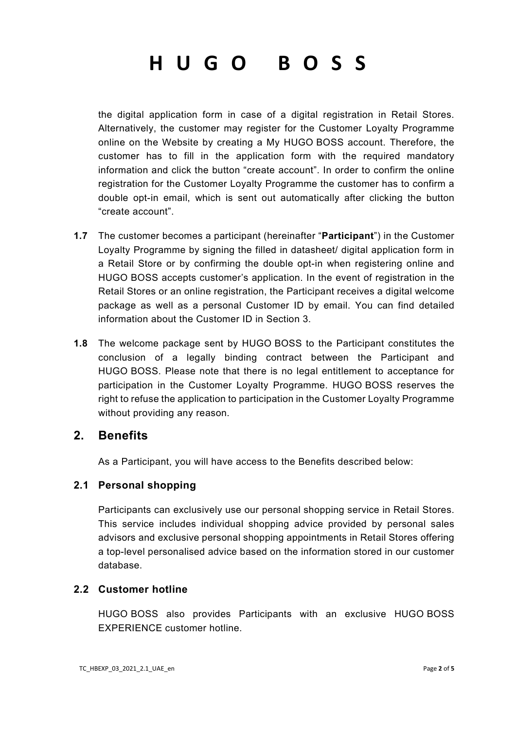the digital application form in case of a digital registration in Retail Stores. Alternatively, the customer may register for the Customer Loyalty Programme online on the Website by creating a My HUGO BOSS account. Therefore, the customer has to fill in the application form with the required mandatory information and click the button "create account". In order to confirm the online registration for the Customer Loyalty Programme the customer has to confirm a double opt-in email, which is sent out automatically after clicking the button "create account".

**1.7** The customer becomes a participant (hereinafter "**Participant**") in the Customer Loyalty Programme by signing the filled in datasheet/ digital application form in a Retail Store or by confirming the double opt-in when registering online and HUGO BOSS accepts customer's application. In the event of registration in the Retail Stores or an online registration, the Participant receives a digital welcome package as well as a personal Customer ID by email. You can find detailed information about the Customer ID in Section 3.

**1.8** The welcome package sent by HUGO BOSS to the Participant constitutes the conclusion of a legally binding contract between the Participant and HUGO BOSS. Please note that there is no legal entitlement to acceptance for participation in the Customer Loyalty Programme. HUGO BOSS reserves the right to refuse the application to participation in the Customer Loyalty Programme without providing any reason.

## 2. Benefits

As a Participant, you will have access to the Benefits described below:

### 2.1 Personal shopping

Participants can exclusively use our personal shopping service in Retail Stores. This service includes individual shopping advice provided by personal sales advisors and exclusive personal shopping appointments in Retail Stores offering a top-level personalised advice based on the information stored in our customer database.

### 2.2 Customer hotline

HUGO BOSS also provides Participants with an exclusive HUGO BOSS EXPERIENCE customer hotline.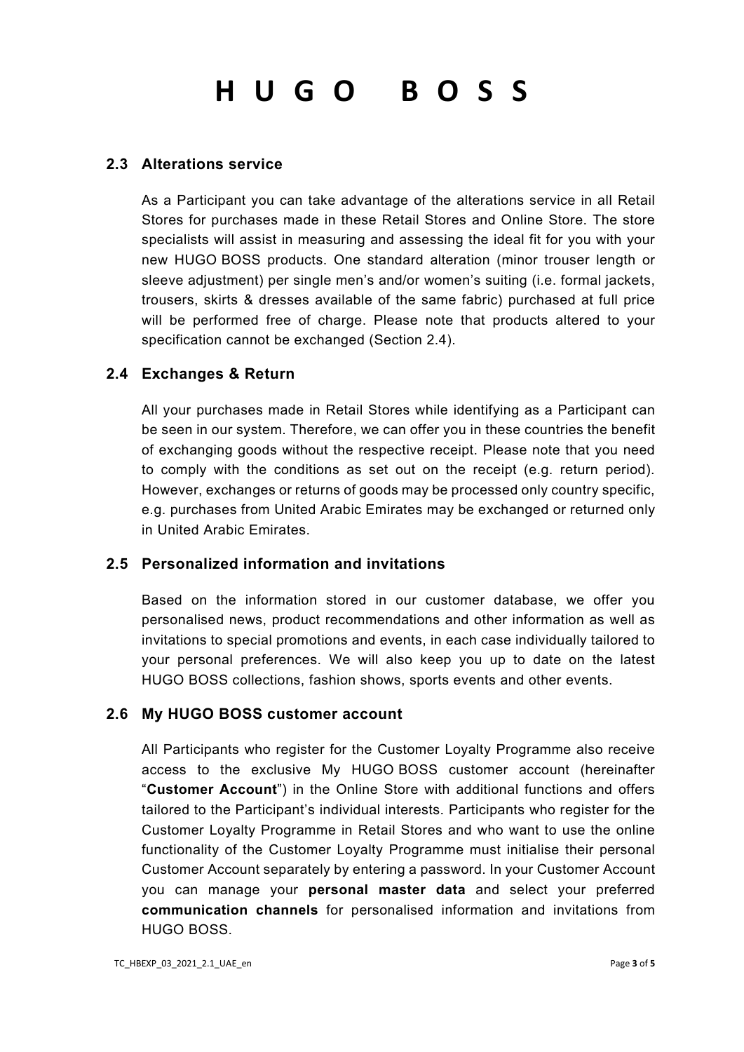### 2.3 Alterations service

As a Participant you can take advantage of the alterations service in all Retail Stores for purchases made in these Retail Stores and Online Store. The store specialists will assist in measuring and assessing the ideal fit for you with your new HUGO BOSS products. One standard alteration (minor trouser length or sleeve adjustment) per single men's and/or women's suiting (i.e. formal jackets, trousers, skirts & dresses available of the same fabric) purchased at full price will be performed free of charge. Please note that products altered to your specification cannot be exchanged (Section 2.4).

### 2.4 Exchanges & Return

All your purchases made in Retail Stores while identifying as a Participant can be seen in our system. Therefore, we can offer you in these countries the benefit of exchanging goods without the respective receipt. Please note that you need to comply with the conditions as set out on the receipt (e.g. return period). However, exchanges or returns of goods may be processed only country specific, e.g. purchases from United Arabic Emirates may be exchanged or returned only in United Arabic Emirates.

### 2.5 Personalized information and invitations

Based on the information stored in our customer database, we offer you personalised news, product recommendations and other information as well as invitations to special promotions and events, in each case individually tailored to your personal preferences. We will also keep you up to date on the latest HUGO BOSS collections, fashion shows, sports events and other events.

### 2.6 My HUGO BOSS customer account

All Participants who register for the Customer Loyalty Programme also receive access to the exclusive My HUGO BOSS customer account (hereinafter "**Customer Account**") in the Online Store with additional functions and offers tailored to the Participant's individual interests. Participants who register for the Customer Loyalty Programme in Retail Stores and who want to use the online functionality of the Customer Loyalty Programme must initialise their personal Customer Account separately by entering a password. In your Customer Account you can manage your **personal master data** and select your preferred **communication channels** for personalised information and invitations from HUGO BOSS.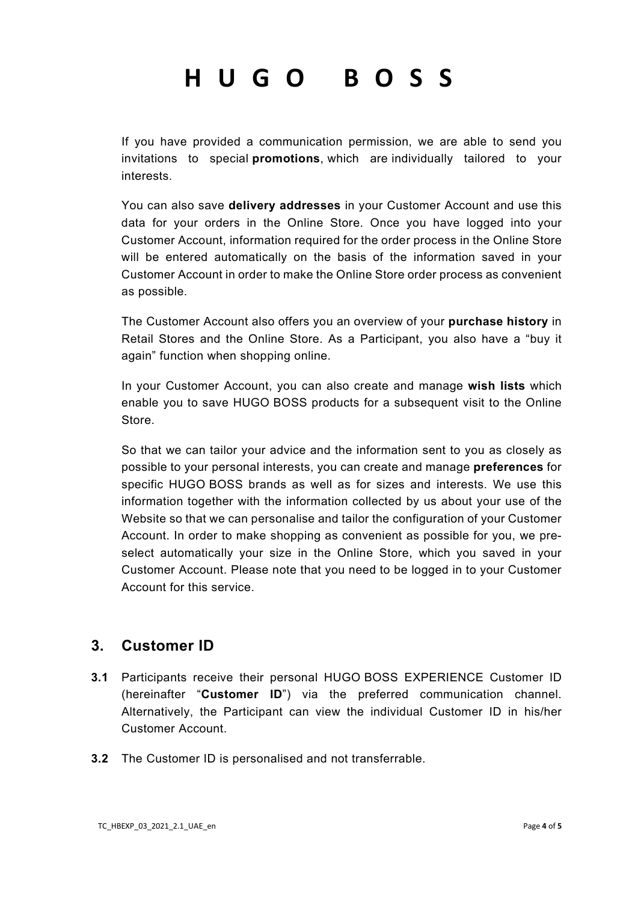If you have provided a communication permission, we are able to send you invitations to special **promotions**, which are individually tailored to your interests.

You can also save **delivery addresses** in your Customer Account and use this data for your orders in the Online Store. Once you have logged into your Customer Account, information required for the order process in the Online Store will be entered automatically on the basis of the information saved in your Customer Account in order to make the Online Store order process as convenient as possible.

The Customer Account also offers you an overview of your **purchase history** in Retail Stores and the Online Store. As a Participant, you also have a "buy it again" function when shopping online.

In your Customer Account, you can also create and manage **wish lists** which enable you to save HUGO BOSS products for a subsequent visit to the Online Store.

So that we can tailor your advice and the information sent to you as closely as possible to your personal interests, you can create and manage **preferences** for specific HUGO BOSS brands as well as for sizes and interests. We use this information together with the information collected by us about your use of the Website so that we can personalise and tailor the configuration of your Customer Account. In order to make shopping as convenient as possible for you, we pre-select automatically your size in the Online Store, which you saved in your Customer Account. Please note that you need to be logged in to your Customer Account for this service.

## 3. Customer ID

**3.1** Participants receive their personal HUGO BOSS EXPERIENCE Customer ID (hereinafter "**Customer ID**") via the preferred communication channel. Alternatively, the Participant can view the individual Customer ID in his/her Customer Account.

**3.2** The Customer ID is personalised and not transferrable.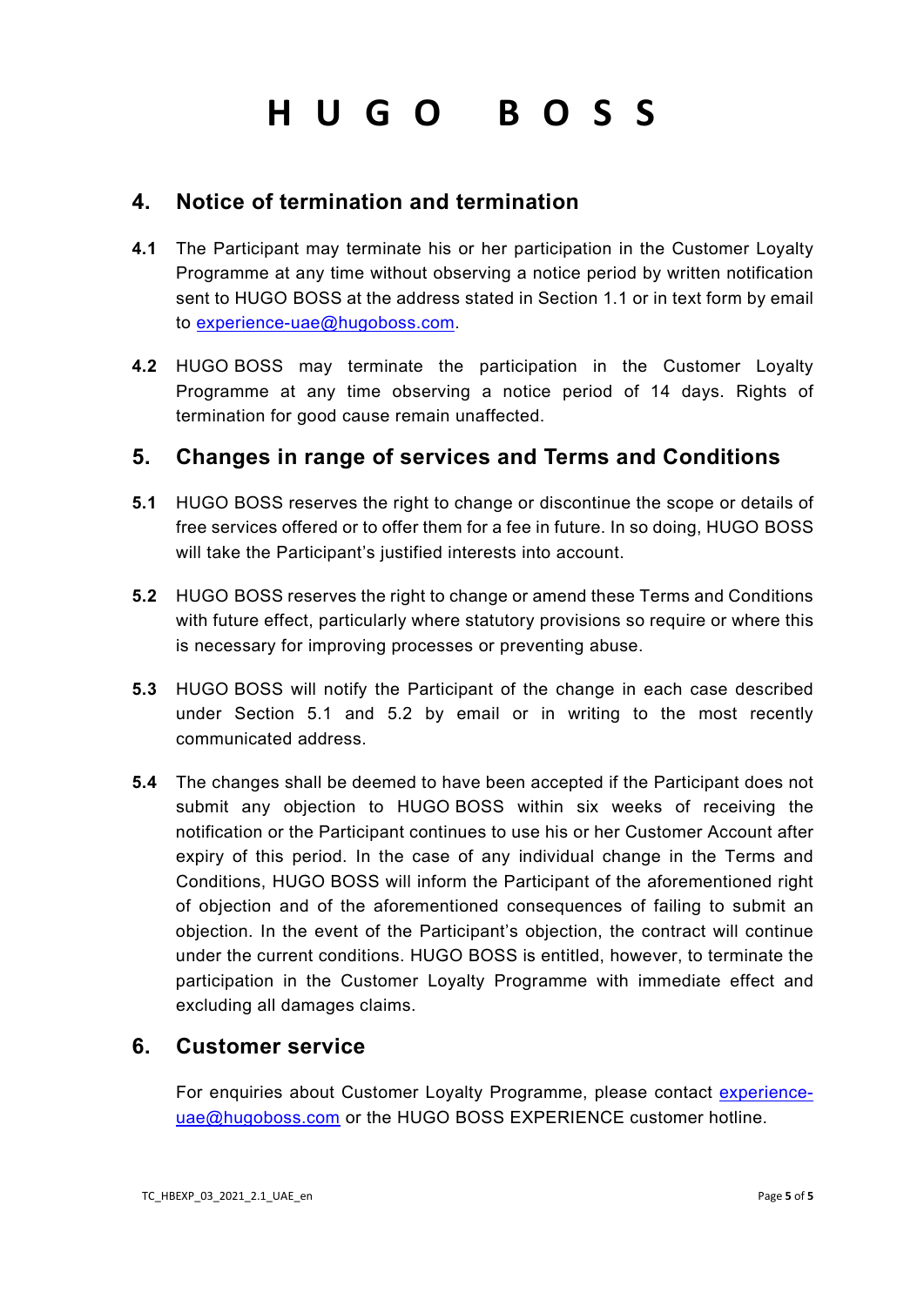# HUGO BOSS

## 4. Notice of termination and termination

**4.1** The Participant may terminate his or her participation in the Customer Loyalty Programme at any time without observing a notice period by written notification sent to HUGO BOSS at the address stated in Section 1.1 or in text form by email to experience-uae@hugoboss.com.

**4.2** HUGO BOSS may terminate the participation in the Customer Loyalty Programme at any time observing a notice period of 14 days. Rights of termination for good cause remain unaffected.

## 5. Changes in range of services and Terms and Conditions

**5.1** HUGO BOSS reserves the right to change or discontinue the scope or details of free services offered or to offer them for a fee in future. In so doing, HUGO BOSS will take the Participant's justified interests into account.

**5.2** HUGO BOSS reserves the right to change or amend these Terms and Conditions with future effect, particularly where statutory provisions so require or where this is necessary for improving processes or preventing abuse.

**5.3** HUGO BOSS will notify the Participant of the change in each case described under Section 5.1 and 5.2 by email or in writing to the most recently communicated address.

**5.4** The changes shall be deemed to have been accepted if the Participant does not submit any objection to HUGO BOSS within six weeks of receiving the notification or the Participant continues to use his or her Customer Account after expiry of this period. In the case of any individual change in the Terms and Conditions, HUGO BOSS will inform the Participant of the aforementioned right of objection and of the aforementioned consequences of failing to submit an objection. In the event of the Participant's objection, the contract will continue under the current conditions. HUGO BOSS is entitled, however, to terminate the participation in the Customer Loyalty Programme with immediate effect and excluding all damages claims.

## 6. Customer service

For enquiries about Customer Loyalty Programme, please contact experience-uae@hugoboss.com or the HUGO BOSS EXPERIENCE customer hotline.

TC_HBEXP_03_2021_2.1_UAE_en